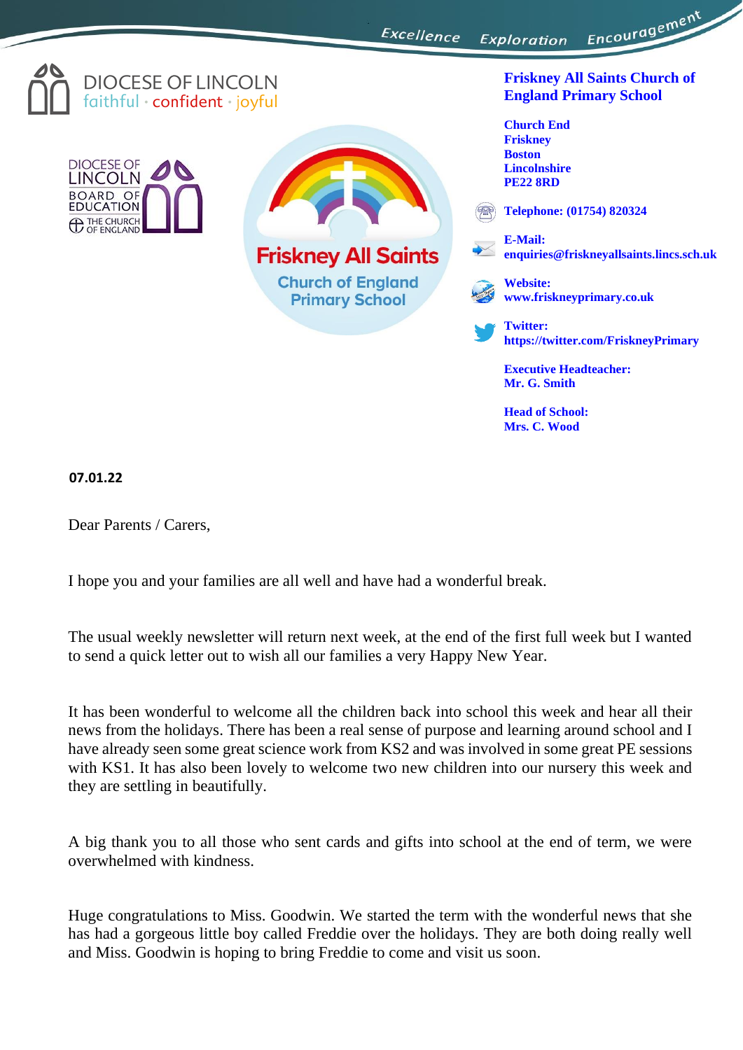Excellence Exploration Encouragement

DIOCESE OF LINCOLN
faithful · confident · joyful

DIOCESE OF LINCOLN BOARD OF EDUCATION
THE CHURCH OF ENGLAND

Friskney All Saints
Church of England
Primary School

**Friskney All Saints Church of England Primary School**

**Church End**
**Friskney**
**Boston**
**Lincolnshire**
**PE22 8RD**

**Telephone: (01754) 820324**

**E-Mail:**
**enquiries@friskneyallsaints.lincs.sch.uk**

**Website:**
**www.friskneyprimary.co.uk**

**Twitter:**
**https://twitter.com/FriskneyPrimary**

**Executive Headteacher:**
**Mr. G. Smith**

**Head of School:**
**Mrs. C. Wood**

**07.01.22**

Dear Parents / Carers,

I hope you and your families are all well and have had a wonderful break.

The usual weekly newsletter will return next week, at the end of the first full week but I wanted to send a quick letter out to wish all our families a very Happy New Year.

It has been wonderful to welcome all the children back into school this week and hear all their news from the holidays. There has been a real sense of purpose and learning around school and I have already seen some great science work from KS2 and was involved in some great PE sessions with KS1. It has also been lovely to welcome two new children into our nursery this week and they are settling in beautifully.

A big thank you to all those who sent cards and gifts into school at the end of term, we were overwhelmed with kindness.

Huge congratulations to Miss. Goodwin. We started the term with the wonderful news that she has had a gorgeous little boy called Freddie over the holidays. They are both doing really well and Miss. Goodwin is hoping to bring Freddie to come and visit us soon.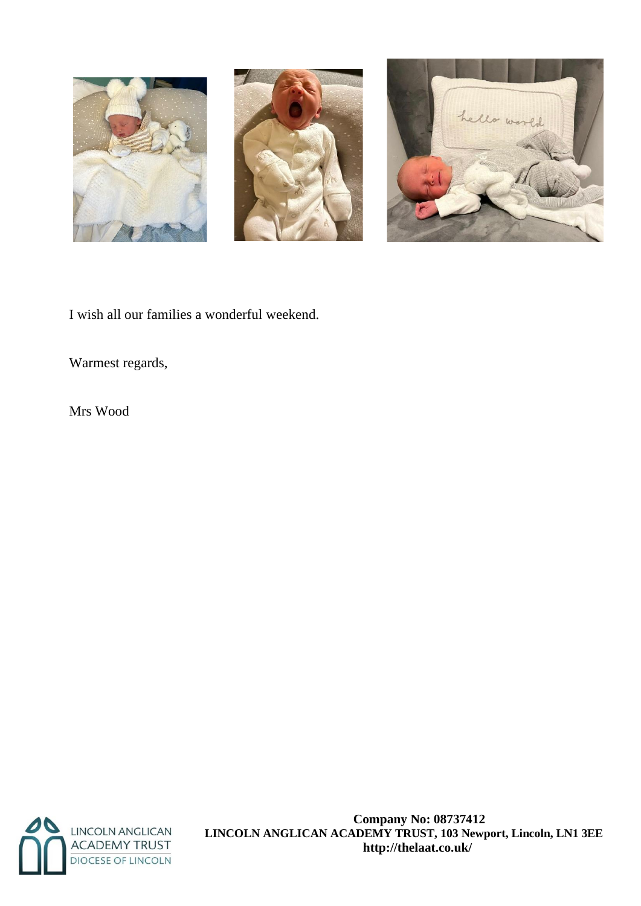I wish all our families a wonderful weekend.

Warmest regards,

Mrs Wood

**Company No: 08737412**
**LINCOLN ANGLICAN ACADEMY TRUST, 103 Newport, Lincoln, LN1 3EE**
**http://thelaat.co.uk/**